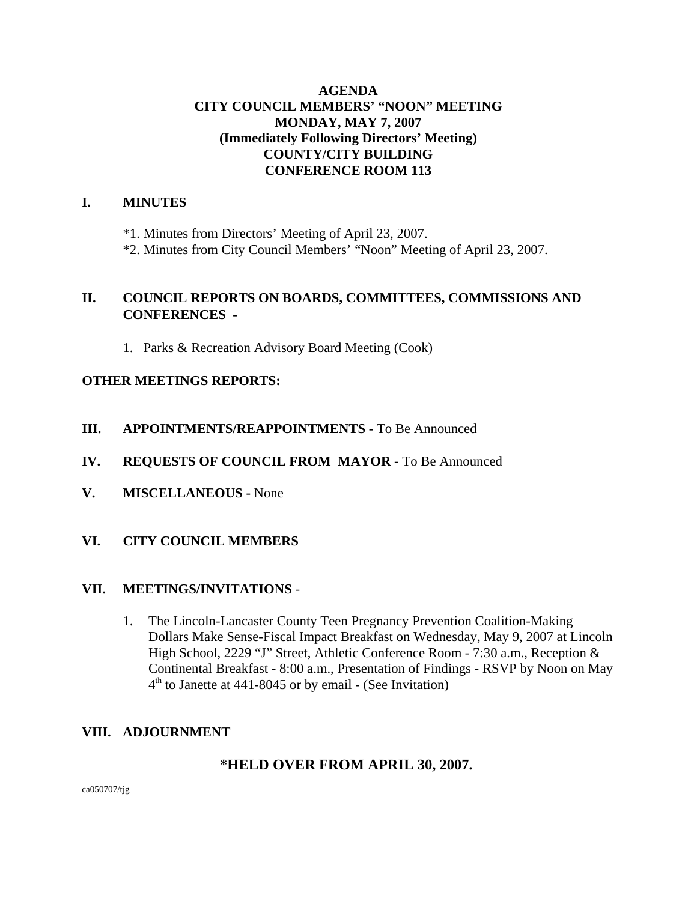# AGENDA
## CITY COUNCIL MEMBERS' "NOON" MEETING
## MONDAY, MAY 7, 2007
## (Immediately Following Directors' Meeting)
## COUNTY/CITY BUILDING
## CONFERENCE ROOM 113

## I. MINUTES

*1. Minutes from Directors' Meeting of April 23, 2007.

*2. Minutes from City Council Members' "Noon" Meeting of April 23, 2007.

## II. COUNCIL REPORTS ON BOARDS, COMMITTEES, COMMISSIONS AND CONFERENCES -

1. Parks & Recreation Advisory Board Meeting (Cook)

**OTHER MEETINGS REPORTS:**

## III. APPOINTMENTS/REAPPOINTMENTS - To Be Announced

## IV. REQUESTS OF COUNCIL FROM MAYOR - To Be Announced

## V. MISCELLANEOUS - None

## VI. CITY COUNCIL MEMBERS

## VII. MEETINGS/INVITATIONS -

1. The Lincoln-Lancaster County Teen Pregnancy Prevention Coalition-Making Dollars Make Sense-Fiscal Impact Breakfast on Wednesday, May 9, 2007 at Lincoln High School, 2229 "J" Street, Athletic Conference Room - 7:30 a.m., Reception & Continental Breakfast - 8:00 a.m., Presentation of Findings - RSVP by Noon on May 4th to Janette at 441-8045 or by email - (See Invitation)

## VIII. ADJOURNMENT

**\*HELD OVER FROM APRIL 30, 2007.**

ca050707/tjg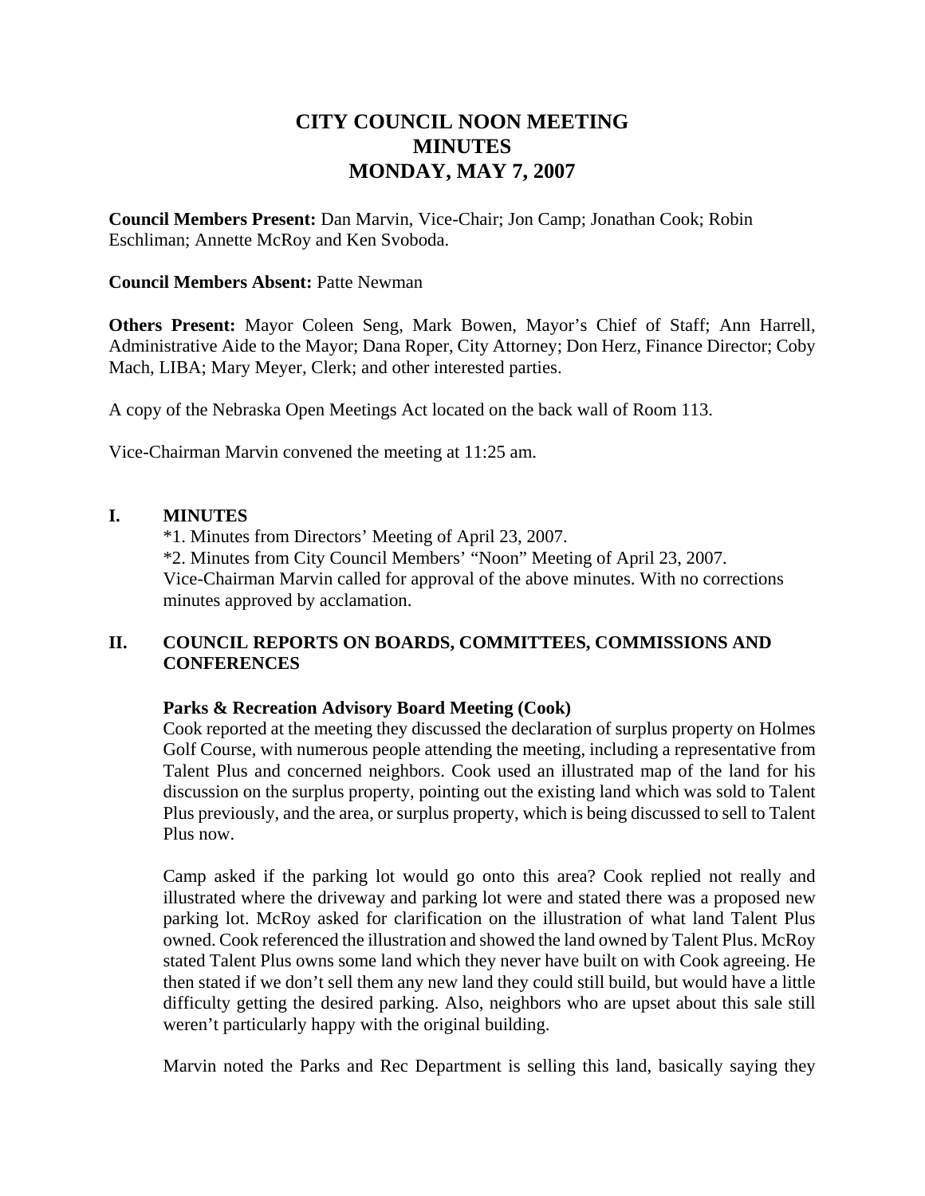# CITY COUNCIL NOON MEETING
# MINUTES
# MONDAY, MAY 7, 2007

**Council Members Present:** Dan Marvin, Vice-Chair; Jon Camp; Jonathan Cook; Robin Eschliman; Annette McRoy and Ken Svoboda.

**Council Members Absent:** Patte Newman

**Others Present:** Mayor Coleen Seng, Mark Bowen, Mayor's Chief of Staff; Ann Harrell, Administrative Aide to the Mayor; Dana Roper, City Attorney; Don Herz, Finance Director; Coby Mach, LIBA; Mary Meyer, Clerk; and other interested parties.

A copy of the Nebraska Open Meetings Act located on the back wall of Room 113.

Vice-Chairman Marvin convened the meeting at 11:25 am.

## I. MINUTES

*1. Minutes from Directors' Meeting of April 23, 2007.
*2. Minutes from City Council Members' "Noon" Meeting of April 23, 2007.
Vice-Chairman Marvin called for approval of the above minutes. With no corrections minutes approved by acclamation.

## II. COUNCIL REPORTS ON BOARDS, COMMITTEES, COMMISSIONS AND CONFERENCES

**Parks & Recreation Advisory Board Meeting (Cook)**
Cook reported at the meeting they discussed the declaration of surplus property on Holmes Golf Course, with numerous people attending the meeting, including a representative from Talent Plus and concerned neighbors. Cook used an illustrated map of the land for his discussion on the surplus property, pointing out the existing land which was sold to Talent Plus previously, and the area, or surplus property, which is being discussed to sell to Talent Plus now.

Camp asked if the parking lot would go onto this area? Cook replied not really and illustrated where the driveway and parking lot were and stated there was a proposed new parking lot. McRoy asked for clarification on the illustration of what land Talent Plus owned. Cook referenced the illustration and showed the land owned by Talent Plus. McRoy stated Talent Plus owns some land which they never have built on with Cook agreeing. He then stated if we don't sell them any new land they could still build, but would have a little difficulty getting the desired parking. Also, neighbors who are upset about this sale still weren't particularly happy with the original building.

Marvin noted the Parks and Rec Department is selling this land, basically saying they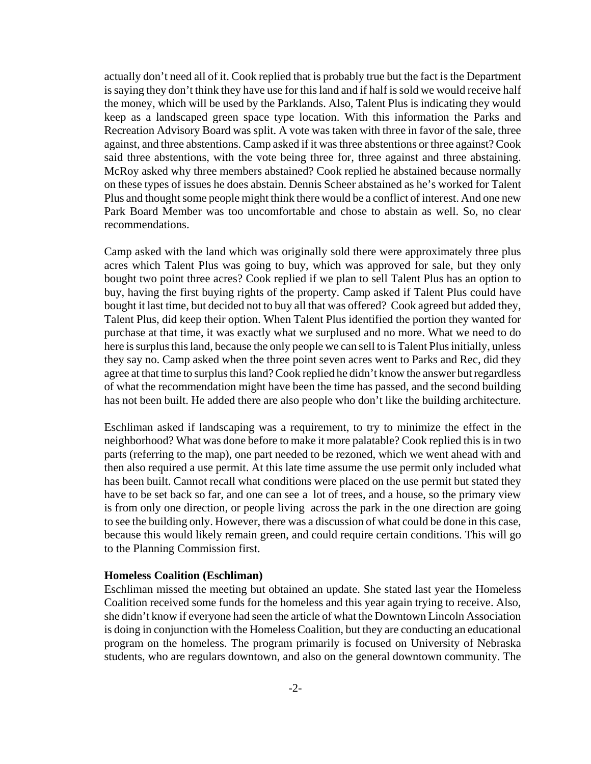actually don't need all of it. Cook replied that is probably true but the fact is the Department is saying they don't think they have use for this land and if half is sold we would receive half the money, which will be used by the Parklands. Also, Talent Plus is indicating they would keep as a landscaped green space type location. With this information the Parks and Recreation Advisory Board was split. A vote was taken with three in favor of the sale, three against, and three abstentions. Camp asked if it was three abstentions or three against? Cook said three abstentions, with the vote being three for, three against and three abstaining. McRoy asked why three members abstained? Cook replied he abstained because normally on these types of issues he does abstain. Dennis Scheer abstained as he's worked for Talent Plus and thought some people might think there would be a conflict of interest. And one new Park Board Member was too uncomfortable and chose to abstain as well. So, no clear recommendations.

Camp asked with the land which was originally sold there were approximately three plus acres which Talent Plus was going to buy, which was approved for sale, but they only bought two point three acres? Cook replied if we plan to sell Talent Plus has an option to buy, having the first buying rights of the property. Camp asked if Talent Plus could have bought it last time, but decided not to buy all that was offered? Cook agreed but added they, Talent Plus, did keep their option. When Talent Plus identified the portion they wanted for purchase at that time, it was exactly what we surplused and no more. What we need to do here is surplus this land, because the only people we can sell to is Talent Plus initially, unless they say no. Camp asked when the three point seven acres went to Parks and Rec, did they agree at that time to surplus this land? Cook replied he didn't know the answer but regardless of what the recommendation might have been the time has passed, and the second building has not been built. He added there are also people who don't like the building architecture.

Eschliman asked if landscaping was a requirement, to try to minimize the effect in the neighborhood? What was done before to make it more palatable? Cook replied this is in two parts (referring to the map), one part needed to be rezoned, which we went ahead with and then also required a use permit. At this late time assume the use permit only included what has been built. Cannot recall what conditions were placed on the use permit but stated they have to be set back so far, and one can see a lot of trees, and a house, so the primary view is from only one direction, or people living across the park in the one direction are going to see the building only. However, there was a discussion of what could be done in this case, because this would likely remain green, and could require certain conditions. This will go to the Planning Commission first.

**Homeless Coalition (Eschliman)**
Eschliman missed the meeting but obtained an update. She stated last year the Homeless Coalition received some funds for the homeless and this year again trying to receive. Also, she didn't know if everyone had seen the article of what the Downtown Lincoln Association is doing in conjunction with the Homeless Coalition, but they are conducting an educational program on the homeless. The program primarily is focused on University of Nebraska students, who are regulars downtown, and also on the general downtown community. The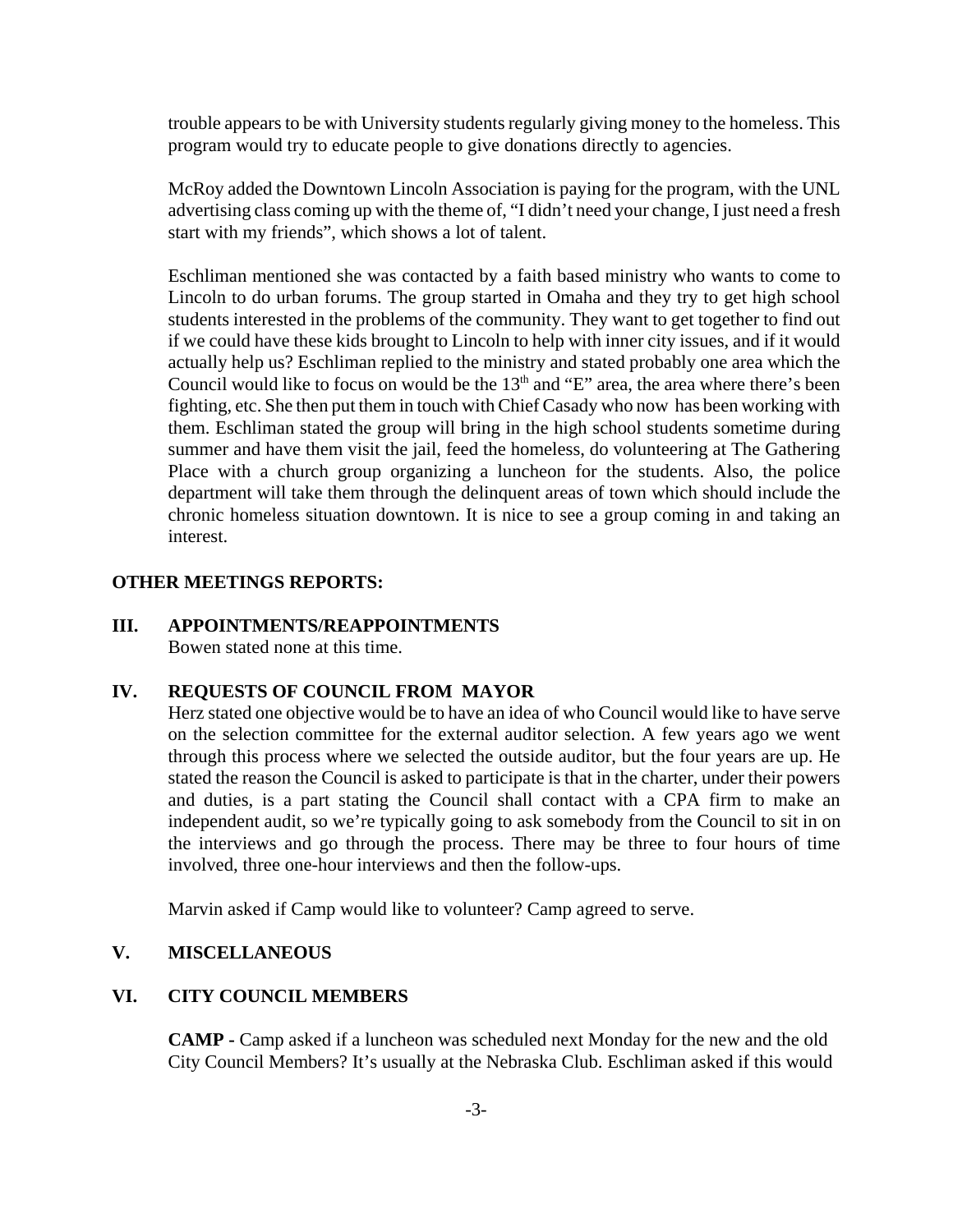trouble appears to be with University students regularly giving money to the homeless. This program would try to educate people to give donations directly to agencies.

McRoy added the Downtown Lincoln Association is paying for the program, with the UNL advertising class coming up with the theme of, "I didn't need your change, I just need a fresh start with my friends", which shows a lot of talent.

Eschliman mentioned she was contacted by a faith based ministry who wants to come to Lincoln to do urban forums. The group started in Omaha and they try to get high school students interested in the problems of the community. They want to get together to find out if we could have these kids brought to Lincoln to help with inner city issues, and if it would actually help us? Eschliman replied to the ministry and stated probably one area which the Council would like to focus on would be the 13th and "E" area, the area where there's been fighting, etc. She then put them in touch with Chief Casady who now has been working with them. Eschliman stated the group will bring in the high school students sometime during summer and have them visit the jail, feed the homeless, do volunteering at The Gathering Place with a church group organizing a luncheon for the students. Also, the police department will take them through the delinquent areas of town which should include the chronic homeless situation downtown. It is nice to see a group coming in and taking an interest.

**OTHER MEETINGS REPORTS:**

**III. APPOINTMENTS/REAPPOINTMENTS**

Bowen stated none at this time.

**IV. REQUESTS OF COUNCIL FROM MAYOR**

Herz stated one objective would be to have an idea of who Council would like to have serve on the selection committee for the external auditor selection. A few years ago we went through this process where we selected the outside auditor, but the four years are up. He stated the reason the Council is asked to participate is that in the charter, under their powers and duties, is a part stating the Council shall contact with a CPA firm to make an independent audit, so we're typically going to ask somebody from the Council to sit in on the interviews and go through the process. There may be three to four hours of time involved, three one-hour interviews and then the follow-ups.

Marvin asked if Camp would like to volunteer? Camp agreed to serve.

**V. MISCELLANEOUS**

**VI. CITY COUNCIL MEMBERS**

**CAMP -** Camp asked if a luncheon was scheduled next Monday for the new and the old City Council Members? It's usually at the Nebraska Club. Eschliman asked if this would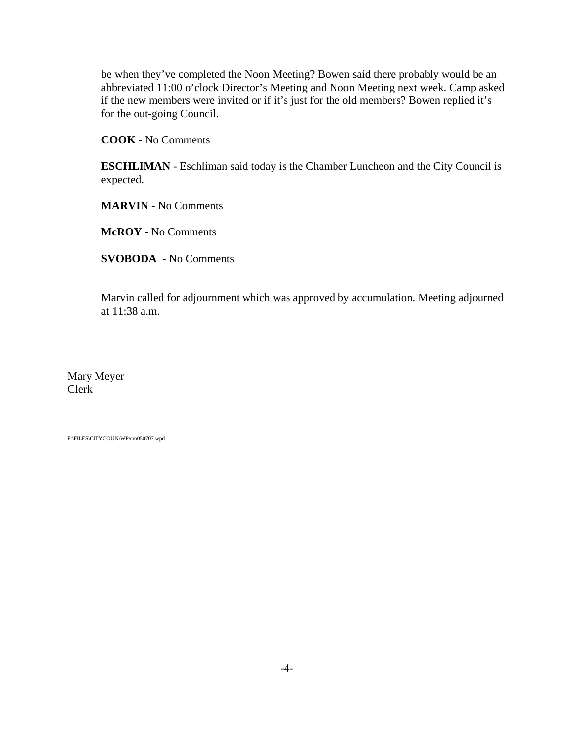be when they've completed the Noon Meeting? Bowen said there probably would be an abbreviated 11:00 o'clock Director's Meeting and Noon Meeting next week. Camp asked if the new members were invited or if it's just for the old members? Bowen replied it's for the out-going Council.

**COOK** - No Comments

**ESCHLIMAN** - Eschliman said today is the Chamber Luncheon and the City Council is expected.

**MARVIN** - No Comments

**McROY** - No Comments

**SVOBODA** - No Comments

Marvin called for adjournment which was approved by accumulation. Meeting adjourned at 11:38 a.m.

Mary Meyer
Clerk

F:\FILES\CITYCOUN\WP\cm050707.wpd